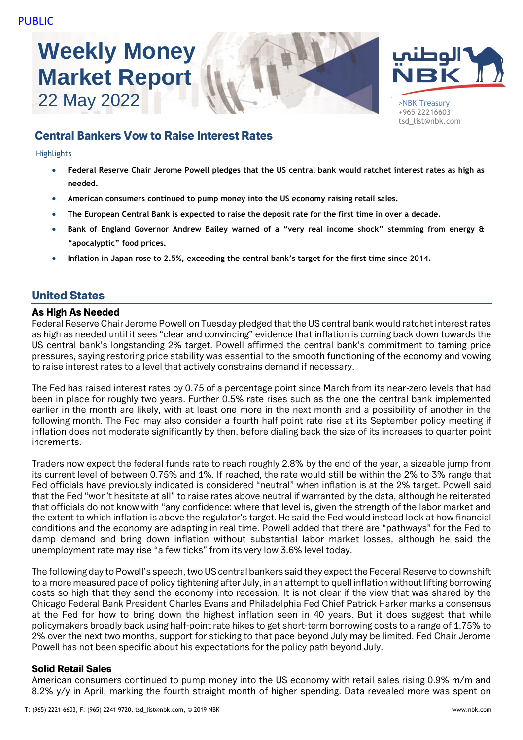PUBLIC

# Weekly Money Market Report

22 May 2022

>NBK Treasury
+965 22216603
tsd_list@nbk.com

## Central Bankers Vow to Raise Interest Rates

Highlights

- **Federal Reserve Chair Jerome Powell pledges that the US central bank would ratchet interest rates as high as needed.**
- **American consumers continued to pump money into the US economy raising retail sales.**
- **The European Central Bank is expected to raise the deposit rate for the first time in over a decade.**
- **Bank of England Governor Andrew Bailey warned of a "very real income shock" stemming from energy & "apocalyptic" food prices.**
- **Inflation in Japan rose to 2.5%, exceeding the central bank's target for the first time since 2014.**

## United States

### As High As Needed

Federal Reserve Chair Jerome Powell on Tuesday pledged that the US central bank would ratchet interest rates as high as needed until it sees "clear and convincing" evidence that inflation is coming back down towards the US central bank's longstanding 2% target. Powell affirmed the central bank's commitment to taming price pressures, saying restoring price stability was essential to the smooth functioning of the economy and vowing to raise interest rates to a level that actively constrains demand if necessary.

The Fed has raised interest rates by 0.75 of a percentage point since March from its near-zero levels that had been in place for roughly two years. Further 0.5% rate rises such as the one the central bank implemented earlier in the month are likely, with at least one more in the next month and a possibility of another in the following month. The Fed may also consider a fourth half point rate rise at its September policy meeting if inflation does not moderate significantly by then, before dialing back the size of its increases to quarter point increments.

Traders now expect the federal funds rate to reach roughly 2.8% by the end of the year, a sizeable jump from its current level of between 0.75% and 1%. If reached, the rate would still be within the 2% to 3% range that Fed officials have previously indicated is considered "neutral" when inflation is at the 2% target. Powell said that the Fed "won't hesitate at all" to raise rates above neutral if warranted by the data, although he reiterated that officials do not know with "any confidence: where that level is, given the strength of the labor market and the extent to which inflation is above the regulator's target. He said the Fed would instead look at how financial conditions and the economy are adapting in real time. Powell added that there are "pathways" for the Fed to damp demand and bring down inflation without substantial labor market losses, although he said the unemployment rate may rise "a few ticks" from its very low 3.6% level today.

The following day to Powell's speech, two US central bankers said they expect the Federal Reserve to downshift to a more measured pace of policy tightening after July, in an attempt to quell inflation without lifting borrowing costs so high that they send the economy into recession. It is not clear if the view that was shared by the Chicago Federal Bank President Charles Evans and Philadelphia Fed Chief Patrick Harker marks a consensus at the Fed for how to bring down the highest inflation seen in 40 years. But it does suggest that while policymakers broadly back using half-point rate hikes to get short-term borrowing costs to a range of 1.75% to 2% over the next two months, support for sticking to that pace beyond July may be limited. Fed Chair Jerome Powell has not been specific about his expectations for the policy path beyond July.

### Solid Retail Sales

American consumers continued to pump money into the US economy with retail sales rising 0.9% m/m and 8.2% y/y in April, marking the fourth straight month of higher spending. Data revealed more was spent on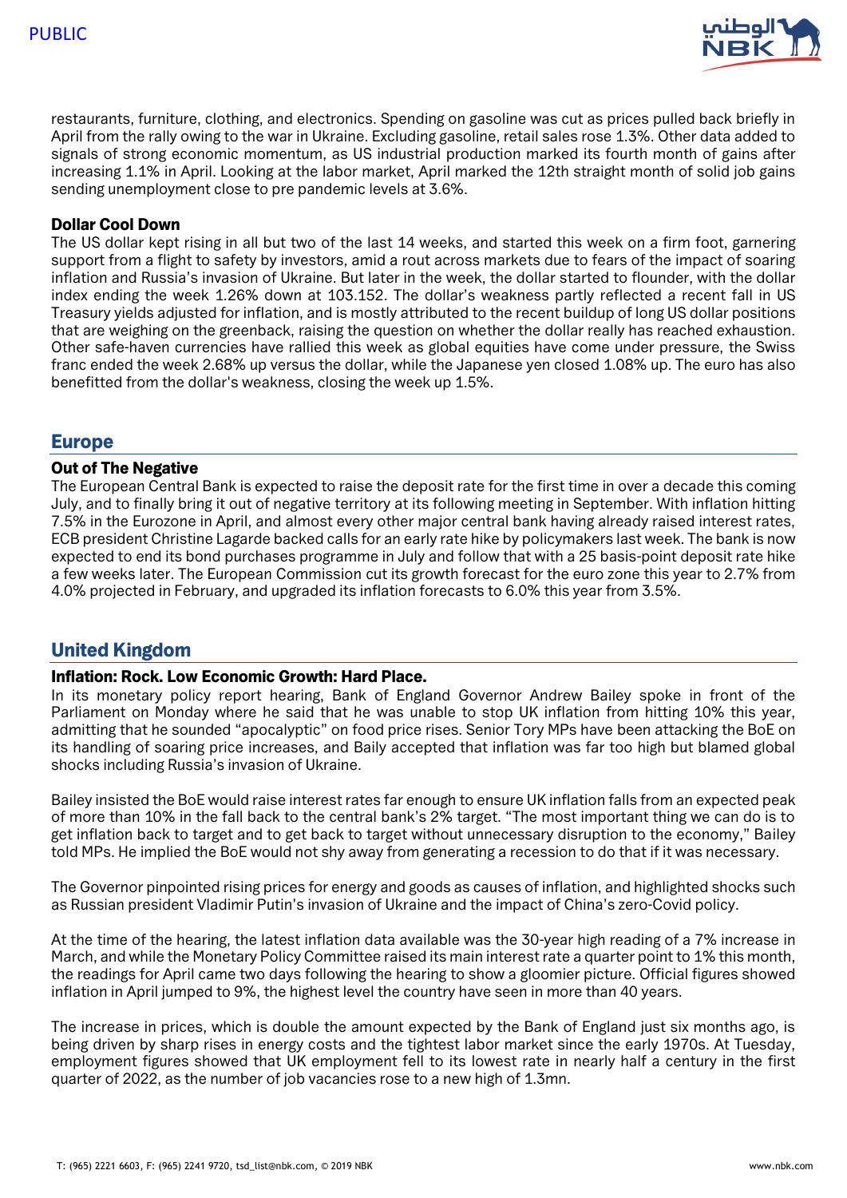restaurants, furniture, clothing, and electronics. Spending on gasoline was cut as prices pulled back briefly in April from the rally owing to the war in Ukraine. Excluding gasoline, retail sales rose 1.3%. Other data added to signals of strong economic momentum, as US industrial production marked its fourth month of gains after increasing 1.1% in April. Looking at the labor market, April marked the 12th straight month of solid job gains sending unemployment close to pre pandemic levels at 3.6%.

### Dollar Cool Down

The US dollar kept rising in all but two of the last 14 weeks, and started this week on a firm foot, garnering support from a flight to safety by investors, amid a rout across markets due to fears of the impact of soaring inflation and Russia's invasion of Ukraine. But later in the week, the dollar started to flounder, with the dollar index ending the week 1.26% down at 103.152. The dollar's weakness partly reflected a recent fall in US Treasury yields adjusted for inflation, and is mostly attributed to the recent buildup of long US dollar positions that are weighing on the greenback, raising the question on whether the dollar really has reached exhaustion. Other safe-haven currencies have rallied this week as global equities have come under pressure, the Swiss franc ended the week 2.68% up versus the dollar, while the Japanese yen closed 1.08% up. The euro has also benefitted from the dollar's weakness, closing the week up 1.5%.

## Europe

### Out of The Negative

The European Central Bank is expected to raise the deposit rate for the first time in over a decade this coming July, and to finally bring it out of negative territory at its following meeting in September. With inflation hitting 7.5% in the Eurozone in April, and almost every other major central bank having already raised interest rates, ECB president Christine Lagarde backed calls for an early rate hike by policymakers last week. The bank is now expected to end its bond purchases programme in July and follow that with a 25 basis-point deposit rate hike a few weeks later. The European Commission cut its growth forecast for the euro zone this year to 2.7% from 4.0% projected in February, and upgraded its inflation forecasts to 6.0% this year from 3.5%.

## United Kingdom

### Inflation: Rock. Low Economic Growth: Hard Place.

In its monetary policy report hearing, Bank of England Governor Andrew Bailey spoke in front of the Parliament on Monday where he said that he was unable to stop UK inflation from hitting 10% this year, admitting that he sounded "apocalyptic" on food price rises. Senior Tory MPs have been attacking the BoE on its handling of soaring price increases, and Baily accepted that inflation was far too high but blamed global shocks including Russia's invasion of Ukraine.

Bailey insisted the BoE would raise interest rates far enough to ensure UK inflation falls from an expected peak of more than 10% in the fall back to the central bank's 2% target. "The most important thing we can do is to get inflation back to target and to get back to target without unnecessary disruption to the economy," Bailey told MPs. He implied the BoE would not shy away from generating a recession to do that if it was necessary.

The Governor pinpointed rising prices for energy and goods as causes of inflation, and highlighted shocks such as Russian president Vladimir Putin's invasion of Ukraine and the impact of China's zero-Covid policy.

At the time of the hearing, the latest inflation data available was the 30-year high reading of a 7% increase in March, and while the Monetary Policy Committee raised its main interest rate a quarter point to 1% this month, the readings for April came two days following the hearing to show a gloomier picture. Official figures showed inflation in April jumped to 9%, the highest level the country have seen in more than 40 years.

The increase in prices, which is double the amount expected by the Bank of England just six months ago, is being driven by sharp rises in energy costs and the tightest labor market since the early 1970s. At Tuesday, employment figures showed that UK employment fell to its lowest rate in nearly half a century in the first quarter of 2022, as the number of job vacancies rose to a new high of 1.3mn.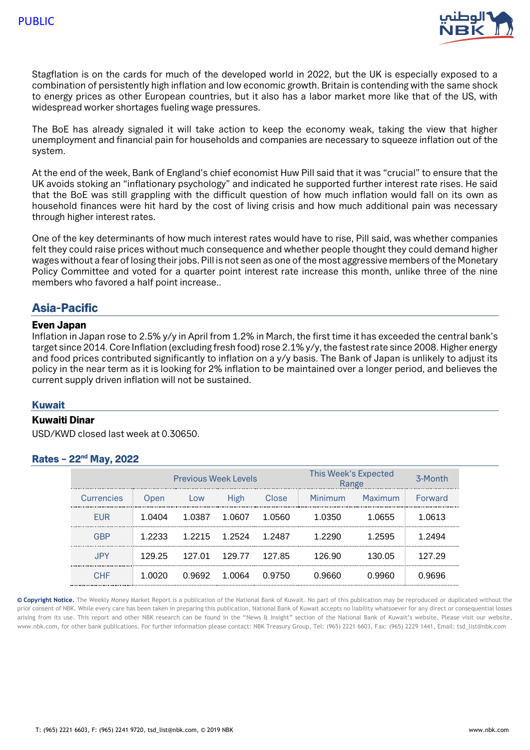Stagflation is on the cards for much of the developed world in 2022, but the UK is especially exposed to a combination of persistently high inflation and low economic growth. Britain is contending with the same shock to energy prices as other European countries, but it also has a labor market more like that of the US, with widespread worker shortages fueling wage pressures.

The BoE has already signaled it will take action to keep the economy weak, taking the view that higher unemployment and financial pain for households and companies are necessary to squeeze inflation out of the system.

At the end of the week, Bank of England's chief economist Huw Pill said that it was "crucial" to ensure that the UK avoids stoking an "inflationary psychology" and indicated he supported further interest rate rises. He said that the BoE was still grappling with the difficult question of how much inflation would fall on its own as household finances were hit hard by the cost of living crisis and how much additional pain was necessary through higher interest rates.

One of the key determinants of how much interest rates would have to rise, Pill said, was whether companies felt they could raise prices without much consequence and whether people thought they could demand higher wages without a fear of losing their jobs. Pill is not seen as one of the most aggressive members of the Monetary Policy Committee and voted for a quarter point interest rate increase this month, unlike three of the nine members who favored a half point increase..

## Asia-Pacific

### Even Japan

Inflation in Japan rose to 2.5% y/y in April from 1.2% in March, the first time it has exceeded the central bank's target since 2014. Core Inflation (excluding fresh food) rose 2.1% y/y, the fastest rate since 2008. Higher energy and food prices contributed significantly to inflation on a y/y basis. The Bank of Japan is unlikely to adjust its policy in the near term as it is looking for 2% inflation to be maintained over a longer period, and believes the current supply driven inflation will not be sustained.

## Kuwait

### Kuwaiti Dinar

USD/KWD closed last week at 0.30650.

## Rates – 22nd May, 2022

| | Previous Week Levels | | | | This Week's Expected Range | | 3-Month |
|---|---|---|---|---|---|---|---|
| Currencies | Open | Low | High | Close | Minimum | Maximum | Forward |
| EUR | 1.0404 | 1.0387 | 1.0607 | 1.0560 | 1.0350 | 1.0655 | 1.0613 |
| GBP | 1.2233 | 1.2215 | 1.2524 | 1.2487 | 1.2290 | 1.2595 | 1.2494 |
| JPY | 129.25 | 127.01 | 129.77 | 127.85 | 126.90 | 130.05 | 127.29 |
| CHF | 1.0020 | 0.9692 | 1.0064 | 0.9750 | 0.9660 | 0.9960 | 0.9696 |

**© Copyright Notice.** The Weekly Money Market Report is a publication of the National Bank of Kuwait. No part of this publication may be reproduced or duplicated without the prior consent of NBK. While every care has been taken in preparing this publication, National Bank of Kuwait accepts no liability whatsoever for any direct or consequential losses arising from its use. This report and other NBK research can be found in the "News & Insight" section of the National Bank of Kuwait's website. Please visit our website, www.nbk.com, for other bank publications. For further information please contact: NBK Treasury Group, Tel: (965) 2221 6603, Fax: (965) 2229 1441, Email: tsd_list@nbk.com